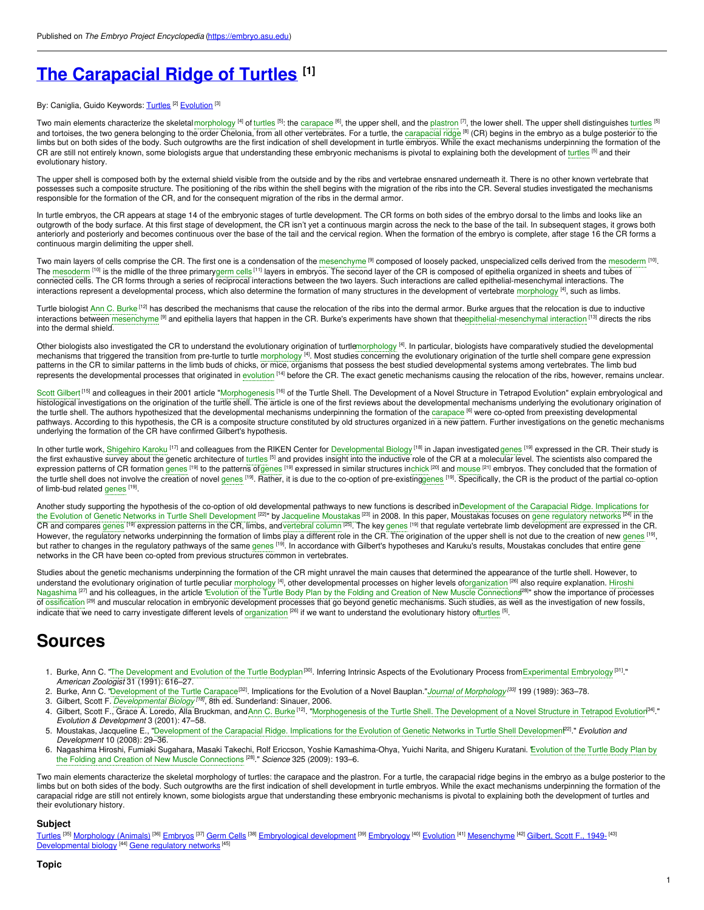Published on *The Embryo Project Encyclopedia* (https://embryo.asu.edu)

# The Carapacial Ridge of Turtles [1]

By: Caniglia, Guido Keywords: Turtles [2] Evolution [3]

Two main elements characterize the skeletal morphology [4] of turtles [5]: the carapace [6], the upper shell, and the plastron [7], the lower shell. The upper shell distinguishes turtles [5] and tortoises, the two genera belonging to the order Chelonia, from all other vertebrates. For a turtle, the carapacial ridge [8] (CR) begins in the embryo as a bulge posterior to the limbs but on both sides of the body. Such outgrowths are the first indication of shell development in turtle embryos. While the exact mechanisms underpinning the formation of the CR are still not entirely known, some biologists argue that understanding these embryonic mechanisms is pivotal to explaining both the development of turtles [5] and their evolutionary history.

The upper shell is composed both by the external shield visible from the outside and by the ribs and vertebrae ensnared underneath it. There is no other known vertebrate that possesses such a composite structure. The positioning of the ribs within the shell begins with the migration of the ribs into the CR. Several studies investigated the mechanisms responsible for the formation of the CR, and for the consequent migration of the ribs in the dermal armor.

In turtle embryos, the CR appears at stage 14 of the embryonic stages of turtle development. The CR forms on both sides of the embryo dorsal to the limbs and looks like an outgrowth of the body surface. At this first stage of development, the CR isn't yet a continuous margin across the neck to the base of the tail. In subsequent stages, it grows both anteriorly and posteriorly and becomes continuous over the base of the tail and the cervical region. When the formation of the embryo is complete, after stage 16 the CR forms a continuous margin delimiting the upper shell.

Two main layers of cells comprise the CR. The first one is a condensation of the mesenchyme [9] composed of loosely packed, unspecialized cells derived from the mesoderm [10]. The mesoderm [10] is the midlle of the three primary germ cells [11] layers in embryos. The second layer of the CR is composed of epithelia organized in sheets and tubes of connected cells. The CR forms through a series of reciprocal interactions between the two layers. Such interactions are called epithelial-mesenchymal interactions. The interactions represent a developmental process, which also determine the formation of many structures in the development of vertebrate morphology [4], such as limbs.

Turtle biologist Ann C. Burke [12] has described the mechanisms that cause the relocation of the ribs into the dermal armor. Burke argues that the relocation is due to inductive interactions between mesenchyme [9] and epithelia layers that happen in the CR. Burke's experiments have shown that the epithelial-mesenchymal interaction [13] directs the ribs into the dermal shield.

Other biologists also investigated the CR to understand the evolutionary origination of turtle morphology [4]. In particular, biologists have comparatively studied the developmental mechanisms that triggered the transition from pre-turtle to turtle morphology [4]. Most studies concerning the evolutionary origination of the turtle shell compare gene expression patterns in the CR to similar patterns in the limb buds of chicks, or mice, organisms that possess the best studied developmental systems among vertebrates. The limb bud represents the developmental processes that originated in evolution [14] before the CR. The exact genetic mechanisms causing the relocation of the ribs, however, remains unclear.

Scott Gilbert [15] and colleagues in their 2001 article "Morphogenesis [16] of the Turtle Shell. The Development of a Novel Structure in Tetrapod Evolution" explain embryological and histological investigations on the origination of the turtle shell. The article is one of the first reviews about the developmental mechanisms underlying the evolutionary origination of the turtle shell. The authors hypothesized that the developmental mechanisms underpinning the formation of the carapace [6] were co-opted from preexisting developmental pathways. According to this hypothesis, the CR is a composite structure constituted by old structures organized in a new pattern. Further investigations on the genetic mechanisms underlying the formation of the CR have confirmed Gilbert's hypothesis.

In other turtle work, Shigehiro Karoku [17] and colleagues from the RIKEN Center for Developmental Biology [18] in Japan investigated genes [19] expressed in the CR. Their study is the first exhaustive survey about the genetic architecture of turtles [5] and provides insight into the inductive role of the CR at a molecular level. The scientists also compared the expression patterns of CR formation genes [19] to the patterns of genes [19] expressed in similar structures in chick [20] and mouse [21] embryos. They concluded that the formation of the turtle shell does not involve the creation of novel genes [19]. Rather, it is due to the co-option of pre-existing genes [19]. Specifically, the CR is the product of the partial co-option of limb-bud related genes [19].

Another study supporting the hypothesis of the co-option of old developmental pathways to new functions is described in "Development of the Carapacial Ridge. Implications for the Evolution of Genetic Networks in Turtle Shell Development [22]" by Jacqueline Moustakas [23] in 2008. In this paper, Moustakas focuses on gene regulatory networks [24] in the CR and compares genes [19] expression patterns in the CR, limbs, and vertebral column [25]. The key genes [19] that regulate vertebrate limb development are expressed in the CR. However, the regulatory networks underpinning the formation of limbs play a different role in the CR. The origination of the upper shell is not due to the creation of new genes [19], but rather to changes in the regulatory pathways of the same genes [19]. In accordance with Gilbert's hypotheses and Karuku's results, Moustakas concludes that entire gene networks in the CR have been co-opted from previous structures common in vertebrates.

Studies about the genetic mechanisms underpinning the formation of the CR might unravel the main causes that determined the appearance of the turtle shell. However, to understand the evolutionary origination of turtle peculiar morphology [4], other developmental processes on higher levels of organization [26] also require explanation. Hiroshi Nagashima [27] and his colleagues, in the article "Evolution of the Turtle Body Plan by the Folding and Creation of New Muscle Connections [28]" show the importance of processes of ossification [29] and muscular relocation in embryonic development processes that go beyond genetic mechanisms. Such studies, as well as the investigation of new fossils, indicate that we need to carry investigate different levels of organization [26] if we want to understand the evolutionary history of turtles [5].

# Sources

1. Burke, Ann C. "The Development and Evolution of the Turtle Bodyplan [30]. Inferring Intrinsic Aspects of the Evolutionary Process from Experimental Embryology [31]." *American Zoologist* 31 (1991): 616–27.
2. Burke, Ann C. "Development of the Turtle Carapace [32]. Implications for the Evolution of a Novel Bauplan." *Journal of Morphology* [33] 199 (1989): 363–78.
3. Gilbert, Scott F. *Developmental Biology* [19], 8th ed. Sunderland: Sinauer, 2006.
4. Gilbert, Scott F., Grace A. Loredo, Alla Bruckman, and Ann C. Burke [12]. "Morphogenesis of the Turtle Shell. The Development of a Novel Structure in Tetrapod Evolution [34]." *Evolution & Development* 3 (2001): 47–58.
5. Moustakas, Jacqueline E., "Development of the Carapacial Ridge. Implications for the Evolution of Genetic Networks in Turtle Shell Development [22]." *Evolution and Development* 10 (2008): 29–36.
6. Nagashima Hiroshi, Fumiaki Sugahara, Masaki Takechi, Rolf Ericcson, Yoshie Kamashima-Ohya, Yuichi Narita, and Shigeru Kuratani. "Evolution of the Turtle Body Plan by the Folding and Creation of New Muscle Connections [28]." *Science* 325 (2009): 193–6.

Two main elements characterize the skeletal morphology of turtles: the carapace and the plastron. For a turtle, the carapacial ridge begins in the embryo as a bulge posterior to the limbs but on both sides of the body. Such outgrowths are the first indication of shell development in turtle embryos. While the exact mechanisms underpinning the formation of the carapacial ridge are still not entirely known, some biologists argue that understanding these embryonic mechanisms is pivotal to explaining both the development of turtles and their evolutionary history.

### Subject

Turtles [35] Morphology (Animals) [36] Embryos [37] Germ Cells [38] Embryological development [39] Embryology [40] Evolution [41] Mesenchyme [42] Gilbert, Scott F., 1949- [43] Developmental biology [44] Gene regulatory networks [45]

### Topic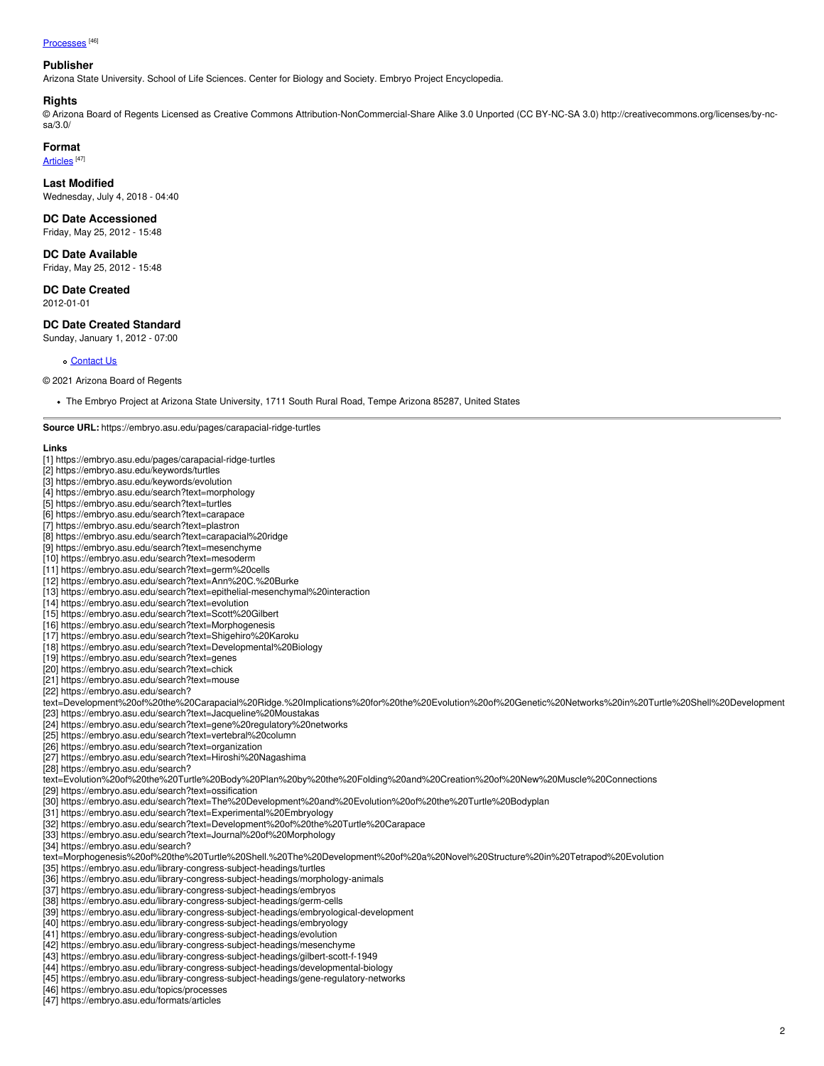[Processes](https://embryo.asu.edu/topics/processes) [46]

### Publisher

Arizona State University. School of Life Sciences. Center for Biology and Society. Embryo Project Encyclopedia.

### Rights

© Arizona Board of Regents Licensed as Creative Commons Attribution-NonCommercial-Share Alike 3.0 Unported (CC BY-NC-SA 3.0) http://creativecommons.org/licenses/by-nc-sa/3.0/

### Format

[Articles](https://embryo.asu.edu/formats/articles) [47]

### Last Modified

Wednesday, July 4, 2018 - 04:40

### DC Date Accessioned

Friday, May 25, 2012 - 15:48

### DC Date Available

Friday, May 25, 2012 - 15:48

### DC Date Created

2012-01-01

### DC Date Created Standard

Sunday, January 1, 2012 - 07:00

- Contact Us

© 2021 Arizona Board of Regents

- The Embryo Project at Arizona State University, 1711 South Rural Road, Tempe Arizona 85287, United States

---

**Source URL:** https://embryo.asu.edu/pages/carapacial-ridge-turtles

**Links**

[1] https://embryo.asu.edu/pages/carapacial-ridge-turtles
[2] https://embryo.asu.edu/keywords/turtles
[3] https://embryo.asu.edu/keywords/evolution
[4] https://embryo.asu.edu/search?text=morphology
[5] https://embryo.asu.edu/search?text=turtles
[6] https://embryo.asu.edu/search?text=carapace
[7] https://embryo.asu.edu/search?text=plastron
[8] https://embryo.asu.edu/search?text=carapacial%20ridge
[9] https://embryo.asu.edu/search?text=mesenchyme
[10] https://embryo.asu.edu/search?text=mesoderm
[11] https://embryo.asu.edu/search?text=germ%20cells
[12] https://embryo.asu.edu/search?text=Ann%20C.%20Burke
[13] https://embryo.asu.edu/search?text=epithelial-mesenchymal%20interaction
[14] https://embryo.asu.edu/search?text=evolution
[15] https://embryo.asu.edu/search?text=Scott%20Gilbert
[16] https://embryo.asu.edu/search?text=Morphogenesis
[17] https://embryo.asu.edu/search?text=Shigehiro%20Karoku
[18] https://embryo.asu.edu/search?text=Developmental%20Biology
[19] https://embryo.asu.edu/search?text=genes
[20] https://embryo.asu.edu/search?text=chick
[21] https://embryo.asu.edu/search?text=mouse
[22] https://embryo.asu.edu/search?text=Development%20of%20the%20Carapacial%20Ridge.%20Implications%20for%20the%20Evolution%20of%20Genetic%20Networks%20in%20Turtle%20Shell%20Development
[23] https://embryo.asu.edu/search?text=Jacqueline%20Moustakas
[24] https://embryo.asu.edu/search?text=gene%20regulatory%20networks
[25] https://embryo.asu.edu/search?text=vertebral%20column
[26] https://embryo.asu.edu/search?text=organization
[27] https://embryo.asu.edu/search?text=Hiroshi%20Nagashima
[28] https://embryo.asu.edu/search?text=Evolution%20of%20the%20Turtle%20Body%20Plan%20by%20the%20Folding%20and%20Creation%20of%20New%20Muscle%20Connections
[29] https://embryo.asu.edu/search?text=ossification
[30] https://embryo.asu.edu/search?text=The%20Development%20and%20Evolution%20of%20the%20Turtle%20Bodyplan
[31] https://embryo.asu.edu/search?text=Experimental%20Embryology
[32] https://embryo.asu.edu/search?text=Development%20of%20the%20Turtle%20Carapace
[33] https://embryo.asu.edu/search?text=Journal%20of%20Morphology
[34] https://embryo.asu.edu/search?text=Morphogenesis%20of%20the%20Turtle%20Shell.%20The%20Development%20of%20a%20Novel%20Structure%20in%20Tetrapod%20Evolution
[35] https://embryo.asu.edu/library-congress-subject-headings/turtles
[36] https://embryo.asu.edu/library-congress-subject-headings/morphology-animals
[37] https://embryo.asu.edu/library-congress-subject-headings/embryos
[38] https://embryo.asu.edu/library-congress-subject-headings/germ-cells
[39] https://embryo.asu.edu/library-congress-subject-headings/embryological-development
[40] https://embryo.asu.edu/library-congress-subject-headings/embryology
[41] https://embryo.asu.edu/library-congress-subject-headings/evolution
[42] https://embryo.asu.edu/library-congress-subject-headings/mesenchyme
[43] https://embryo.asu.edu/library-congress-subject-headings/gilbert-scott-f-1949
[44] https://embryo.asu.edu/library-congress-subject-headings/developmental-biology
[45] https://embryo.asu.edu/library-congress-subject-headings/gene-regulatory-networks
[46] https://embryo.asu.edu/topics/processes
[47] https://embryo.asu.edu/formats/articles